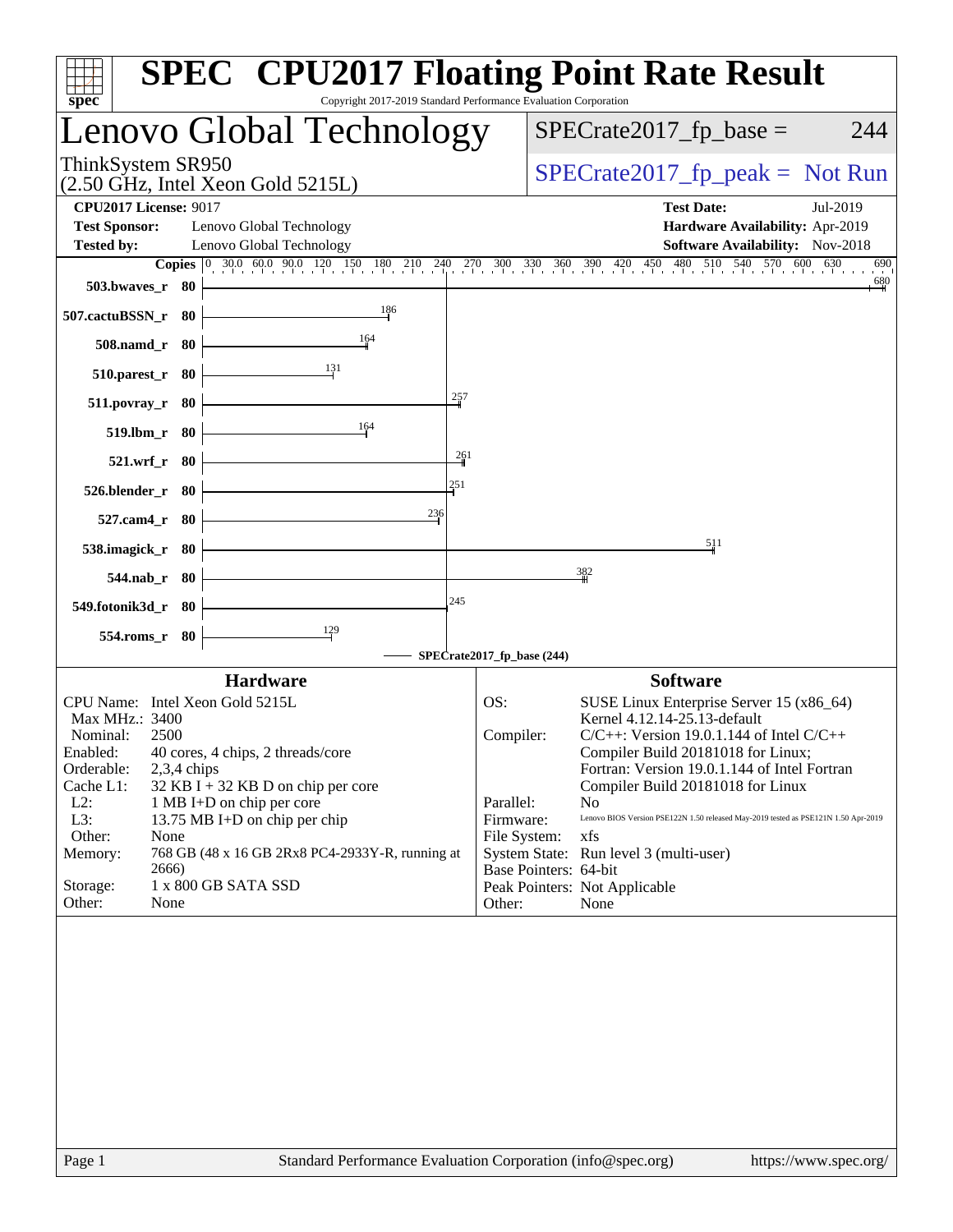# SPEC CPU2017 Floating Point Rate Result

Copyright 2017-2019 Standard Performance Evaluation Corporation

## Lenovo Global Technology

ThinkSystem SR950
(2.50 GHz, Intel Xeon Gold 5215L)

SPECrate2017_fp_base = 244

SPECrate2017_fp_peak = Not Run

**CPU2017 License:** 9017
**Test Sponsor:** Lenovo Global Technology
**Tested by:** Lenovo Global Technology

**Test Date:** Jul-2019
**Hardware Availability:** Apr-2019
**Software Availability:** Nov-2018

| Benchmark | Copies | SPECrate2017_fp_base |
|---|---|---|
| 503.bwaves_r | 80 | 680 |
| 507.cactuBSSN_r | 80 | 186 |
| 508.namd_r | 80 | 164 |
| 510.parest_r | 80 | 131 |
| 511.povray_r | 80 | 257 |
| 519.lbm_r | 80 | 164 |
| 521.wrf_r | 80 | 261 |
| 526.blender_r | 80 | 251 |
| 527.cam4_r | 80 | 236 |
| 538.imagick_r | 80 | 511 |
| 544.nab_r | 80 | 382 |
| 549.fotonik3d_r | 80 | 245 |
| 554.roms_r | 80 | 129 |

SPECrate2017_fp_base (244)

### Hardware

| | |
|---|---|
| CPU Name: | Intel Xeon Gold 5215L |
| Max MHz.: | 3400 |
| Nominal: | 2500 |
| Enabled: | 40 cores, 4 chips, 2 threads/core |
| Orderable: | 2,3,4 chips |
| Cache L1: | 32 KB I + 32 KB D on chip per core |
| L2: | 1 MB I+D on chip per core |
| L3: | 13.75 MB I+D on chip per chip |
| Other: | None |
| Memory: | 768 GB (48 x 16 GB 2Rx8 PC4-2933Y-R, running at 2666) |
| Storage: | 1 x 800 GB SATA SSD |
| Other: | None |

### Software

| | |
|---|---|
| OS: | SUSE Linux Enterprise Server 15 (x86_64) Kernel 4.12.14-25.13-default |
| Compiler: | C/C++: Version 19.0.1.144 of Intel C/C++ Compiler Build 20181018 for Linux; Fortran: Version 19.0.1.144 of Intel Fortran Compiler Build 20181018 for Linux |
| Parallel: | No |
| Firmware: | Lenovo BIOS Version PSE122N 1.50 released May-2019 tested as PSE121N 1.50 Apr-2019 |
| File System: | xfs |
| System State: | Run level 3 (multi-user) |
| Base Pointers: | 64-bit |
| Peak Pointers: | Not Applicable |
| Other: | None |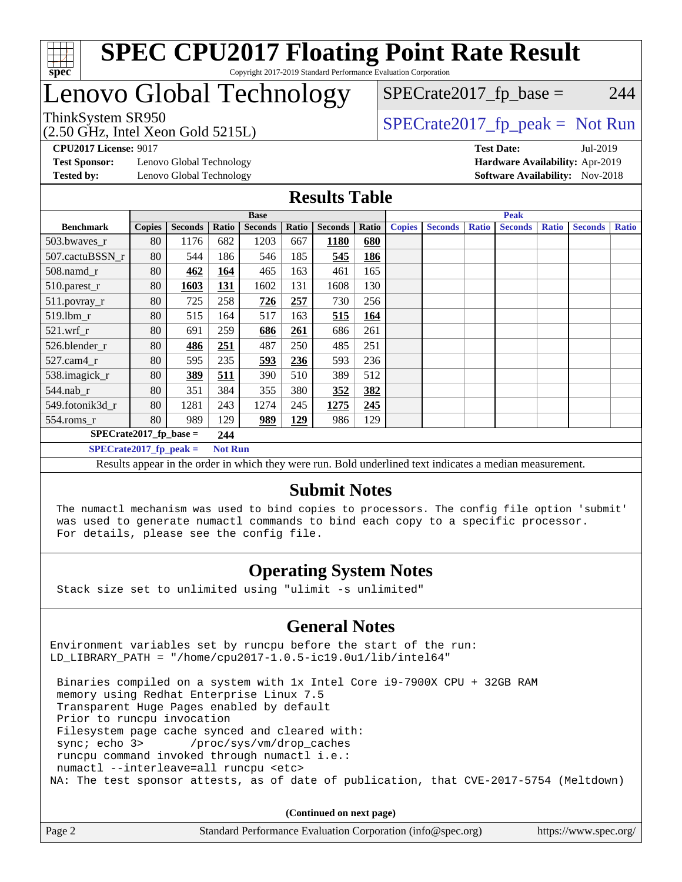# SPEC CPU2017 Floating Point Rate Result

Copyright 2017-2019 Standard Performance Evaluation Corporation

## Lenovo Global Technology

ThinkSystem SR950
(2.50 GHz, Intel Xeon Gold 5215L)

SPECrate2017_fp_base = 244

SPECrate2017_fp_peak = Not Run

**CPU2017 License:** 9017
**Test Sponsor:** Lenovo Global Technology
**Tested by:** Lenovo Global Technology

**Test Date:** Jul-2019
**Hardware Availability:** Apr-2019
**Software Availability:** Nov-2018

## Results Table

| | Base | | | | | | | Peak | | | | | | |
|---|---|---|---|---|---|---|---|---|---|---|---|---|---|---|
| **Benchmark** | **Copies** | **Seconds** | **Ratio** | **Seconds** | **Ratio** | **Seconds** | **Ratio** | **Copies** | **Seconds** | **Ratio** | **Seconds** | **Ratio** | **Seconds** | **Ratio** |
| 503.bwaves_r | 80 | 1176 | 682 | 1203 | 667 | **1180** | **680** | | | | | | | |
| 507.cactuBSSN_r | 80 | 544 | 186 | 546 | 185 | **545** | **186** | | | | | | | |
| 508.namd_r | 80 | **462** | **164** | 465 | 163 | 461 | 165 | | | | | | | |
| 510.parest_r | 80 | **1603** | **131** | 1602 | 131 | 1608 | 130 | | | | | | | |
| 511.povray_r | 80 | 725 | 258 | **726** | **257** | 730 | 256 | | | | | | | |
| 519.lbm_r | 80 | 515 | 164 | 517 | 163 | **515** | **164** | | | | | | | |
| 521.wrf_r | 80 | 691 | 259 | **686** | **261** | 686 | 261 | | | | | | | |
| 526.blender_r | 80 | **486** | **251** | 487 | 250 | 485 | 251 | | | | | | | |
| 527.cam4_r | 80 | 595 | 235 | **593** | **236** | 593 | 236 | | | | | | | |
| 538.imagick_r | 80 | **389** | **511** | 390 | 510 | 389 | 512 | | | | | | | |
| 544.nab_r | 80 | 351 | 384 | 355 | 380 | **352** | **382** | | | | | | | |
| 549.fotonik3d_r | 80 | 1281 | 243 | 1274 | 245 | **1275** | **245** | | | | | | | |
| 554.roms_r | 80 | 989 | 129 | **989** | **129** | 986 | 129 | | | | | | | |

**SPECrate2017_fp_base = 244**

**SPECrate2017_fp_peak = Not Run**

Results appear in the order in which they were run. Bold underlined text indicates a median measurement.

## Submit Notes

```
The numactl mechanism was used to bind copies to processors. The config file option 'submit'
was used to generate numactl commands to bind each copy to a specific processor.
For details, please see the config file.
```

## Operating System Notes

```
Stack size set to unlimited using "ulimit -s unlimited"
```

## General Notes

```
Environment variables set by runcpu before the start of the run:
LD_LIBRARY_PATH = "/home/cpu2017-1.0.5-ic19.0u1/lib/intel64"

 Binaries compiled on a system with 1x Intel Core i9-7900X CPU + 32GB RAM
 memory using Redhat Enterprise Linux 7.5
 Transparent Huge Pages enabled by default
 Prior to runcpu invocation
 Filesystem page cache synced and cleared with:
 sync; echo 3>       /proc/sys/vm/drop_caches
 runcpu command invoked through numactl i.e.:
 numactl --interleave=all runcpu <etc>
NA: The test sponsor attests, as of date of publication, that CVE-2017-5754 (Meltdown)
```

**(Continued on next page)**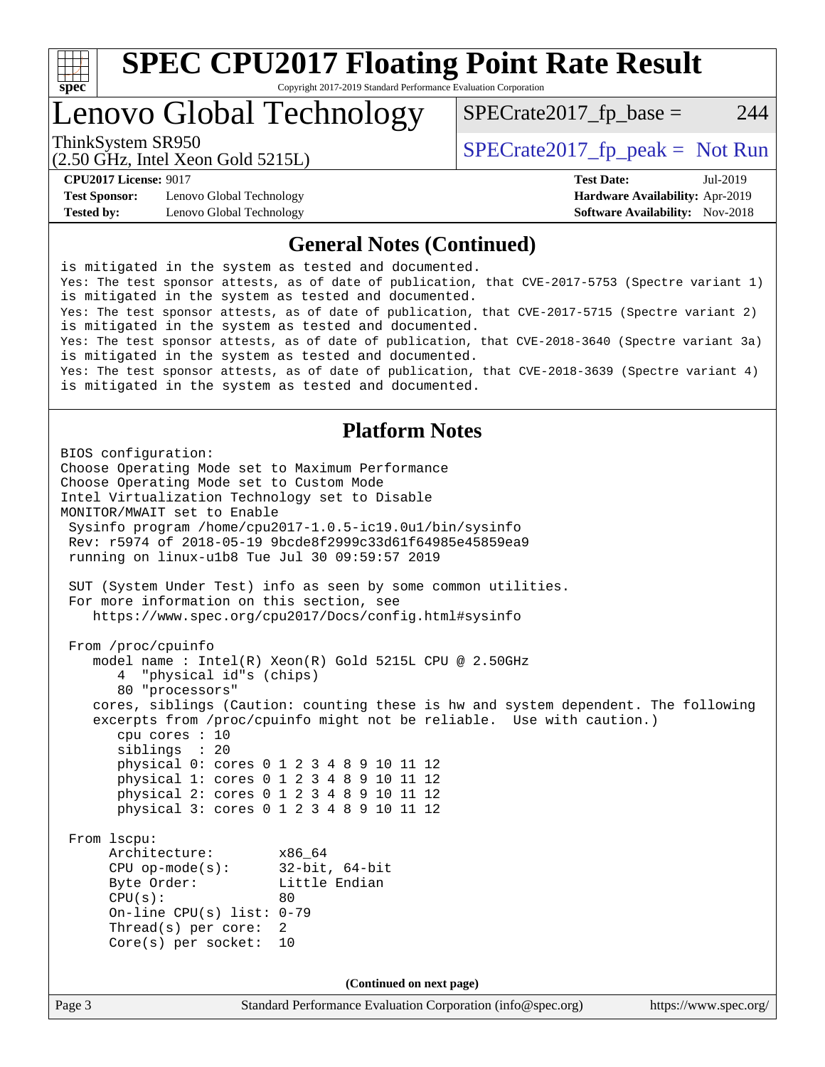# SPEC CPU2017 Floating Point Rate Result

Copyright 2017-2019 Standard Performance Evaluation Corporation

# Lenovo Global Technology

ThinkSystem SR950
(2.50 GHz, Intel Xeon Gold 5215L)

SPECrate2017_fp_base = 244

SPECrate2017_fp_peak = Not Run

**CPU2017 License:** 9017
**Test Sponsor:** Lenovo Global Technology
**Tested by:** Lenovo Global Technology

**Test Date:** Jul-2019
**Hardware Availability:** Apr-2019
**Software Availability:** Nov-2018

## General Notes (Continued)

```
is mitigated in the system as tested and documented.
Yes: The test sponsor attests, as of date of publication, that CVE-2017-5753 (Spectre variant 1)
is mitigated in the system as tested and documented.
Yes: The test sponsor attests, as of date of publication, that CVE-2017-5715 (Spectre variant 2)
is mitigated in the system as tested and documented.
Yes: The test sponsor attests, as of date of publication, that CVE-2018-3640 (Spectre variant 3a)
is mitigated in the system as tested and documented.
Yes: The test sponsor attests, as of date of publication, that CVE-2018-3639 (Spectre variant 4)
is mitigated in the system as tested and documented.
```

## Platform Notes

```
BIOS configuration:
Choose Operating Mode set to Maximum Performance
Choose Operating Mode set to Custom Mode
Intel Virtualization Technology set to Disable
MONITOR/MWAIT set to Enable
 Sysinfo program /home/cpu2017-1.0.5-ic19.0u1/bin/sysinfo
 Rev: r5974 of 2018-05-19 9bcde8f2999c33d61f64985e45859ea9
 running on linux-u1b8 Tue Jul 30 09:59:57 2019

 SUT (System Under Test) info as seen by some common utilities.
 For more information on this section, see
    https://www.spec.org/cpu2017/Docs/config.html#sysinfo

 From /proc/cpuinfo
    model name : Intel(R) Xeon(R) Gold 5215L CPU @ 2.50GHz
       4  "physical id"s (chips)
       80 "processors"
    cores, siblings (Caution: counting these is hw and system dependent. The following
    excerpts from /proc/cpuinfo might not be reliable.  Use with caution.)
       cpu cores : 10
       siblings  : 20
       physical 0: cores 0 1 2 3 4 8 9 10 11 12
       physical 1: cores 0 1 2 3 4 8 9 10 11 12
       physical 2: cores 0 1 2 3 4 8 9 10 11 12
       physical 3: cores 0 1 2 3 4 8 9 10 11 12

 From lscpu:
      Architecture:          x86_64
      CPU op-mode(s):        32-bit, 64-bit
      Byte Order:            Little Endian
      CPU(s):                80
      On-line CPU(s) list: 0-79
      Thread(s) per core:  2
      Core(s) per socket:  10
```

**(Continued on next page)**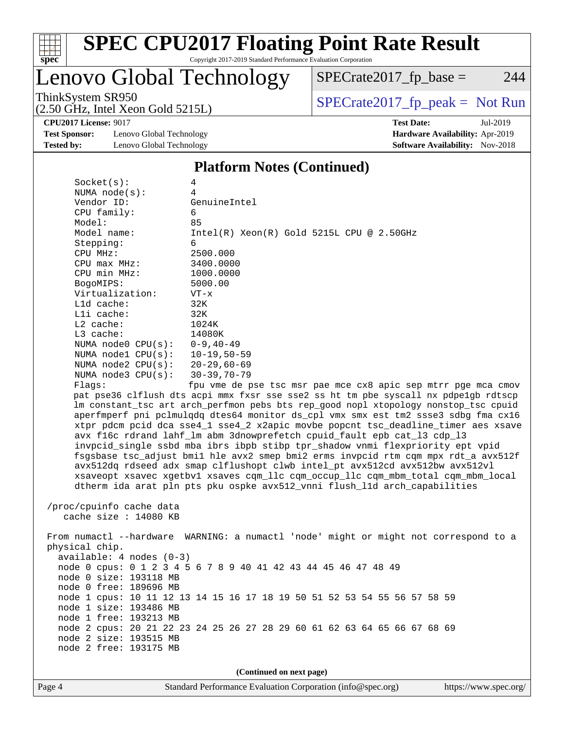## Platform Notes (Continued)

```
Socket(s):              4
NUMA node(s):           4
Vendor ID:              GenuineIntel
CPU family:             6
Model:                  85
Model name:             Intel(R) Xeon(R) Gold 5215L CPU @ 2.50GHz
Stepping:               6
CPU MHz:                2500.000
CPU max MHz:            3400.0000
CPU min MHz:            1000.0000
BogoMIPS:               5000.00
Virtualization:         VT-x
L1d cache:              32K
L1i cache:              32K
L2 cache:               1024K
L3 cache:               14080K
NUMA node0 CPU(s):      0-9,40-49
NUMA node1 CPU(s):      10-19,50-59
NUMA node2 CPU(s):      20-29,60-69
NUMA node3 CPU(s):      30-39,70-79
Flags:                  fpu vme de pse tsc msr pae mce cx8 apic sep mtrr pge mca cmov
pat pse36 clflush dts acpi mmx fxsr sse sse2 ss ht tm pbe syscall nx pdpe1gb rdtscp
lm constant_tsc art arch_perfmon pebs bts rep_good nopl xtopology nonstop_tsc cpuid
aperfmperf pni pclmulqdq dtes64 monitor ds_cpl vmx smx est tm2 ssse3 sdbg fma cx16
xtpr pdcm pcid dca sse4_1 sse4_2 x2apic movbe popcnt tsc_deadline_timer aes xsave
avx f16c rdrand lahf_lm abm 3dnowprefetch cpuid_fault epb cat_l3 cdp_l3
invpcid_single ssbd mba ibrs ibpb stibp tpr_shadow vnmi flexpriority ept vpid
fsgsbase tsc_adjust bmi1 hle avx2 smep bmi2 erms invpcid rtm cqm mpx rdt_a avx512f
avx512dq rdseed adx smap clflushopt clwb intel_pt avx512cd avx512bw avx512vl
xsaveopt xsavec xgetbv1 xsaves cqm_llc cqm_occup_llc cqm_mbm_total cqm_mbm_local
dtherm ida arat pln pts pku ospke avx512_vnni flush_l1d arch_capabilities

/proc/cpuinfo cache data
   cache size : 14080 KB

From numactl --hardware  WARNING: a numactl 'node' might or might not correspond to a
physical chip.
  available: 4 nodes (0-3)
  node 0 cpus: 0 1 2 3 4 5 6 7 8 9 40 41 42 43 44 45 46 47 48 49
  node 0 size: 193118 MB
  node 0 free: 189696 MB
  node 1 cpus: 10 11 12 13 14 15 16 17 18 19 50 51 52 53 54 55 56 57 58 59
  node 1 size: 193486 MB
  node 1 free: 193213 MB
  node 2 cpus: 20 21 22 23 24 25 26 27 28 29 60 61 62 63 64 65 66 67 68 69
  node 2 size: 193515 MB
  node 2 free: 193175 MB
```

(Continued on next page)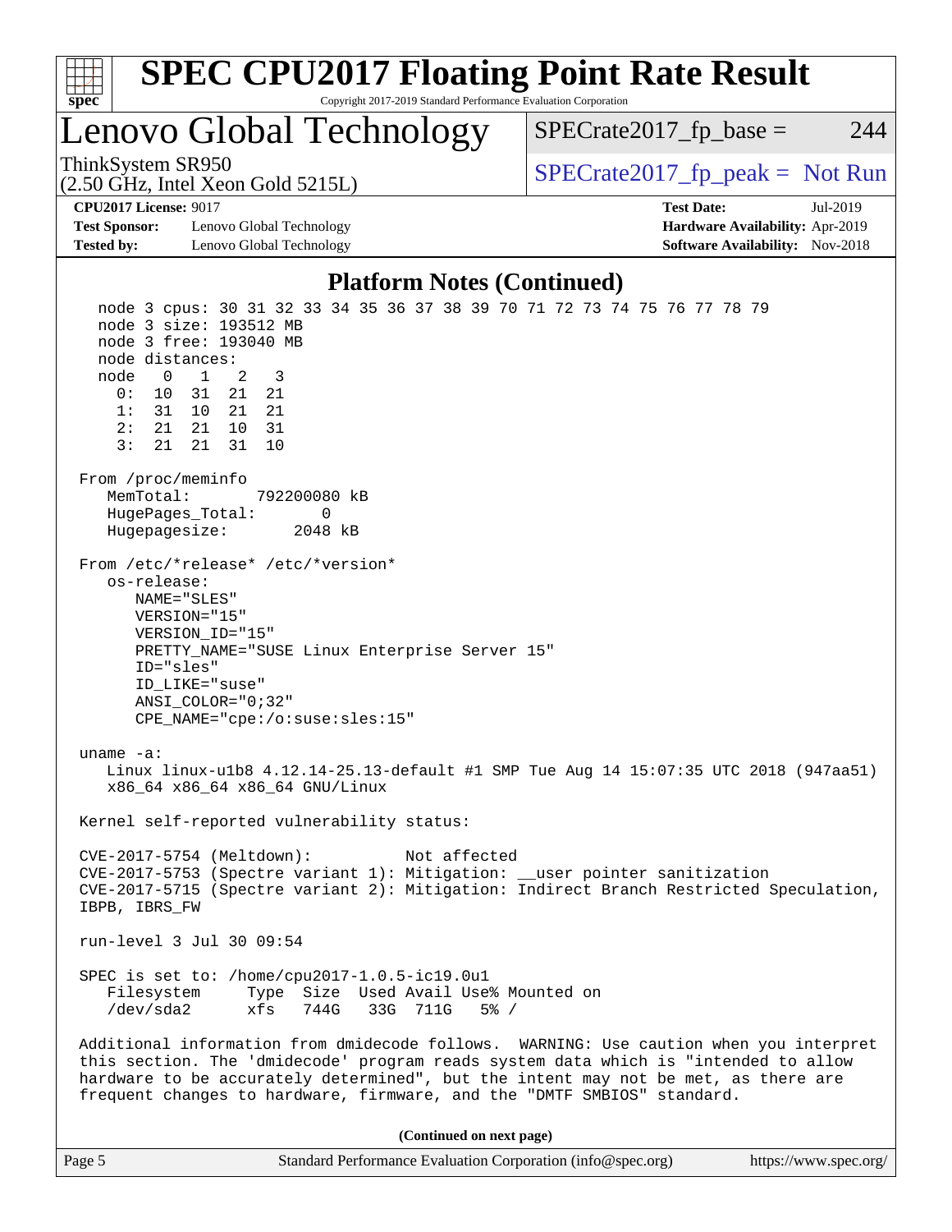# SPEC CPU2017 Floating Point Rate Result

Copyright 2017-2019 Standard Performance Evaluation Corporation

## Lenovo Global Technology

ThinkSystem SR950
(2.50 GHz, Intel Xeon Gold 5215L)

SPECrate2017_fp_base = 244

SPECrate2017_fp_peak = Not Run

**CPU2017 License:** 9017
**Test Sponsor:** Lenovo Global Technology
**Tested by:** Lenovo Global Technology

**Test Date:** Jul-2019
**Hardware Availability:** Apr-2019
**Software Availability:** Nov-2018

### Platform Notes (Continued)

```
    node 3 cpus: 30 31 32 33 34 35 36 37 38 39 70 71 72 73 74 75 76 77 78 79
    node 3 size: 193512 MB
    node 3 free: 193040 MB
    node distances:
    node   0   1   2   3
      0:  10  31  21  21
      1:  31  10  21  21
      2:  21  21  10  31
      3:  21  21  31  10

  From /proc/meminfo
     MemTotal:       792200080 kB
     HugePages_Total:       0
     Hugepagesize:       2048 kB

  From /etc/*release* /etc/*version*
     os-release:
        NAME="SLES"
        VERSION="15"
        VERSION_ID="15"
        PRETTY_NAME="SUSE Linux Enterprise Server 15"
        ID="sles"
        ID_LIKE="suse"
        ANSI_COLOR="0;32"
        CPE_NAME="cpe:/o:suse:sles:15"

  uname -a:
     Linux linux-u1b8 4.12.14-25.13-default #1 SMP Tue Aug 14 15:07:35 UTC 2018 (947aa51)
     x86_64 x86_64 x86_64 GNU/Linux

  Kernel self-reported vulnerability status:

  CVE-2017-5754 (Meltdown):          Not affected
  CVE-2017-5753 (Spectre variant 1): Mitigation: __user pointer sanitization
  CVE-2017-5715 (Spectre variant 2): Mitigation: Indirect Branch Restricted Speculation,
  IBPB, IBRS_FW

  run-level 3 Jul 30 09:54

  SPEC is set to: /home/cpu2017-1.0.5-ic19.0u1
     Filesystem     Type  Size  Used Avail Use% Mounted on
     /dev/sda2      xfs   744G   33G  711G   5% /

  Additional information from dmidecode follows.  WARNING: Use caution when you interpret
  this section. The 'dmidecode' program reads system data which is "intended to allow
  hardware to be accurately determined", but the intent may not be met, as there are
  frequent changes to hardware, firmware, and the "DMTF SMBIOS" standard.
```

**(Continued on next page)**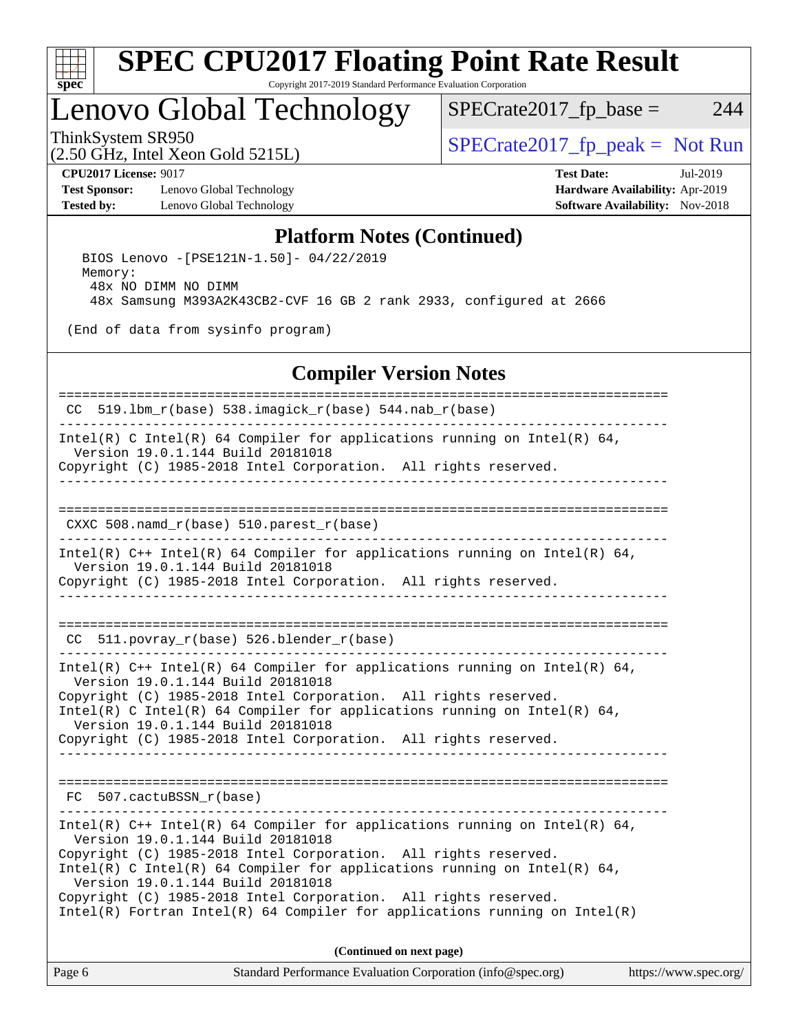## Platform Notes (Continued)

```
BIOS Lenovo -[PSE121N-1.50]- 04/22/2019
Memory:
 48x NO DIMM NO DIMM
 48x Samsung M393A2K43CB2-CVF 16 GB 2 rank 2933, configured at 2666

(End of data from sysinfo program)
```

## Compiler Version Notes

```
==============================================================================
 CC  519.lbm_r(base) 538.imagick_r(base) 544.nab_r(base)
------------------------------------------------------------------------------
Intel(R) C Intel(R) 64 Compiler for applications running on Intel(R) 64,
  Version 19.0.1.144 Build 20181018
Copyright (C) 1985-2018 Intel Corporation.  All rights reserved.
------------------------------------------------------------------------------

==============================================================================
 CXXC 508.namd_r(base) 510.parest_r(base)
------------------------------------------------------------------------------
Intel(R) C++ Intel(R) 64 Compiler for applications running on Intel(R) 64,
  Version 19.0.1.144 Build 20181018
Copyright (C) 1985-2018 Intel Corporation.  All rights reserved.
------------------------------------------------------------------------------

==============================================================================
 CC  511.povray_r(base) 526.blender_r(base)
------------------------------------------------------------------------------
Intel(R) C++ Intel(R) 64 Compiler for applications running on Intel(R) 64,
  Version 19.0.1.144 Build 20181018
Copyright (C) 1985-2018 Intel Corporation.  All rights reserved.
Intel(R) C Intel(R) 64 Compiler for applications running on Intel(R) 64,
  Version 19.0.1.144 Build 20181018
Copyright (C) 1985-2018 Intel Corporation.  All rights reserved.
------------------------------------------------------------------------------

==============================================================================
 FC  507.cactuBSSN_r(base)
------------------------------------------------------------------------------
Intel(R) C++ Intel(R) 64 Compiler for applications running on Intel(R) 64,
  Version 19.0.1.144 Build 20181018
Copyright (C) 1985-2018 Intel Corporation.  All rights reserved.
Intel(R) C Intel(R) 64 Compiler for applications running on Intel(R) 64,
  Version 19.0.1.144 Build 20181018
Copyright (C) 1985-2018 Intel Corporation.  All rights reserved.
Intel(R) Fortran Intel(R) 64 Compiler for applications running on Intel(R)
```

**(Continued on next page)**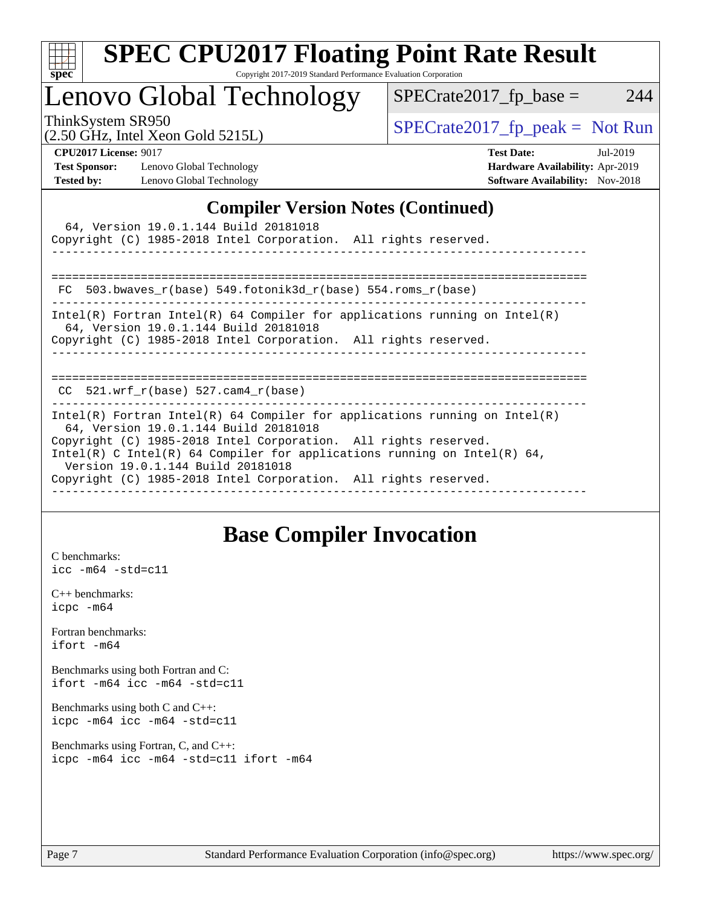## Compiler Version Notes (Continued)

```
  64, Version 19.0.1.144 Build 20181018
Copyright (C) 1985-2018 Intel Corporation.  All rights reserved.
------------------------------------------------------------------------------

==============================================================================
 FC  503.bwaves_r(base) 549.fotonik3d_r(base) 554.roms_r(base)
------------------------------------------------------------------------------
Intel(R) Fortran Intel(R) 64 Compiler for applications running on Intel(R)
  64, Version 19.0.1.144 Build 20181018
Copyright (C) 1985-2018 Intel Corporation.  All rights reserved.
------------------------------------------------------------------------------

==============================================================================
 CC  521.wrf_r(base) 527.cam4_r(base)
------------------------------------------------------------------------------
Intel(R) Fortran Intel(R) 64 Compiler for applications running on Intel(R)
  64, Version 19.0.1.144 Build 20181018
Copyright (C) 1985-2018 Intel Corporation.  All rights reserved.
Intel(R) C Intel(R) 64 Compiler for applications running on Intel(R) 64,
  Version 19.0.1.144 Build 20181018
Copyright (C) 1985-2018 Intel Corporation.  All rights reserved.
------------------------------------------------------------------------------
```

## Base Compiler Invocation

C benchmarks:
```
icc -m64 -std=c11
```

C++ benchmarks:
```
icpc -m64
```

Fortran benchmarks:
```
ifort -m64
```

Benchmarks using both Fortran and C:
```
ifort -m64 icc -m64 -std=c11
```

Benchmarks using both C and C++:
```
icpc -m64 icc -m64 -std=c11
```

Benchmarks using Fortran, C, and C++:
```
icpc -m64 icc -m64 -std=c11 ifort -m64
```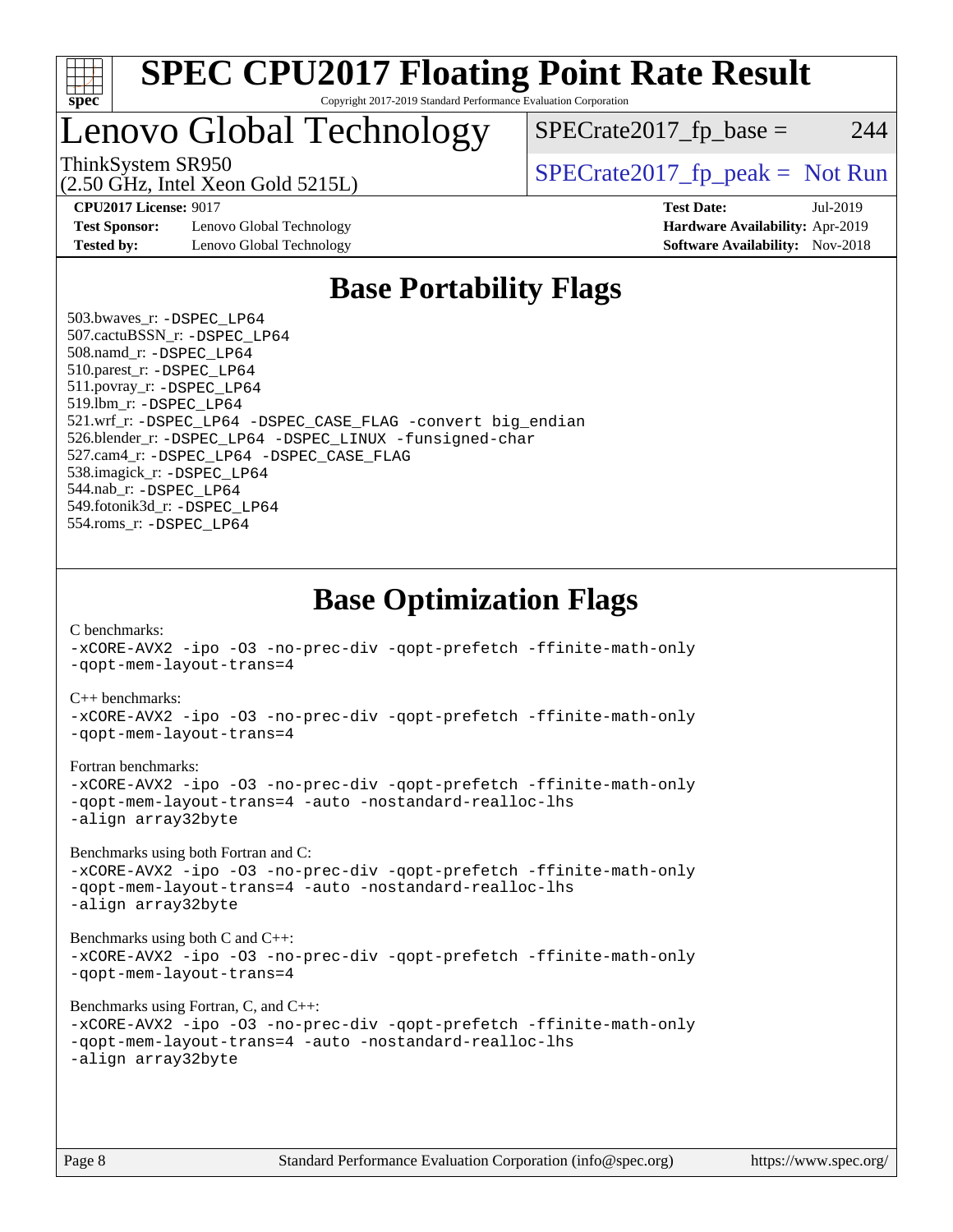# SPEC CPU2017 Floating Point Rate Result

Copyright 2017-2019 Standard Performance Evaluation Corporation

# Lenovo Global Technology

ThinkSystem SR950
(2.50 GHz, Intel Xeon Gold 5215L)

SPECrate2017_fp_base = 244

SPECrate2017_fp_peak = Not Run

**CPU2017 License:** 9017
**Test Sponsor:** Lenovo Global Technology
**Tested by:** Lenovo Global Technology

**Test Date:** Jul-2019
**Hardware Availability:** Apr-2019
**Software Availability:** Nov-2018

## Base Portability Flags

503.bwaves_r: -DSPEC_LP64
507.cactuBSSN_r: -DSPEC_LP64
508.namd_r: -DSPEC_LP64
510.parest_r: -DSPEC_LP64
511.povray_r: -DSPEC_LP64
519.lbm_r: -DSPEC_LP64
521.wrf_r: -DSPEC_LP64 -DSPEC_CASE_FLAG -convert big_endian
526.blender_r: -DSPEC_LP64 -DSPEC_LINUX -funsigned-char
527.cam4_r: -DSPEC_LP64 -DSPEC_CASE_FLAG
538.imagick_r: -DSPEC_LP64
544.nab_r: -DSPEC_LP64
549.fotonik3d_r: -DSPEC_LP64
554.roms_r: -DSPEC_LP64

## Base Optimization Flags

C benchmarks:
-xCORE-AVX2 -ipo -O3 -no-prec-div -qopt-prefetch -ffinite-math-only
-qopt-mem-layout-trans=4

C++ benchmarks:
-xCORE-AVX2 -ipo -O3 -no-prec-div -qopt-prefetch -ffinite-math-only
-qopt-mem-layout-trans=4

Fortran benchmarks:
-xCORE-AVX2 -ipo -O3 -no-prec-div -qopt-prefetch -ffinite-math-only
-qopt-mem-layout-trans=4 -auto -nostandard-realloc-lhs
-align array32byte

Benchmarks using both Fortran and C:
-xCORE-AVX2 -ipo -O3 -no-prec-div -qopt-prefetch -ffinite-math-only
-qopt-mem-layout-trans=4 -auto -nostandard-realloc-lhs
-align array32byte

Benchmarks using both C and C++:
-xCORE-AVX2 -ipo -O3 -no-prec-div -qopt-prefetch -ffinite-math-only
-qopt-mem-layout-trans=4

Benchmarks using Fortran, C, and C++:
-xCORE-AVX2 -ipo -O3 -no-prec-div -qopt-prefetch -ffinite-math-only
-qopt-mem-layout-trans=4 -auto -nostandard-realloc-lhs
-align array32byte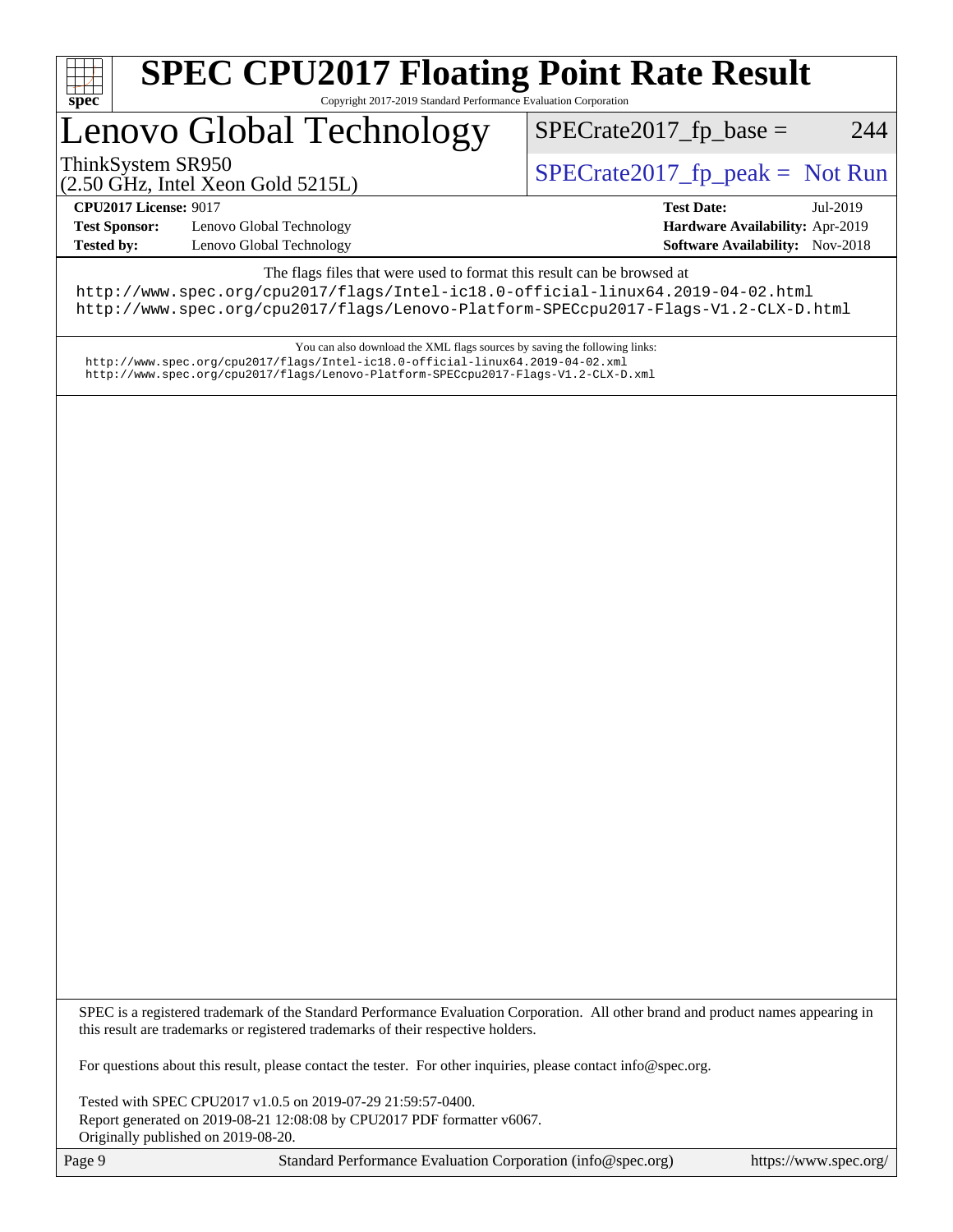The flags files that were used to format this result can be browsed at

http://www.spec.org/cpu2017/flags/Intel-ic18.0-official-linux64.2019-04-02.html
http://www.spec.org/cpu2017/flags/Lenovo-Platform-SPECcpu2017-Flags-V1.2-CLX-D.html

You can also download the XML flags sources by saving the following links:

http://www.spec.org/cpu2017/flags/Intel-ic18.0-official-linux64.2019-04-02.xml
http://www.spec.org/cpu2017/flags/Lenovo-Platform-SPECcpu2017-Flags-V1.2-CLX-D.xml

SPEC is a registered trademark of the Standard Performance Evaluation Corporation. All other brand and product names appearing in this result are trademarks or registered trademarks of their respective holders.

For questions about this result, please contact the tester. For other inquiries, please contact info@spec.org.

Tested with SPEC CPU2017 v1.0.5 on 2019-07-29 21:59:57-0400.
Report generated on 2019-08-21 12:08:08 by CPU2017 PDF formatter v6067.
Originally published on 2019-08-20.